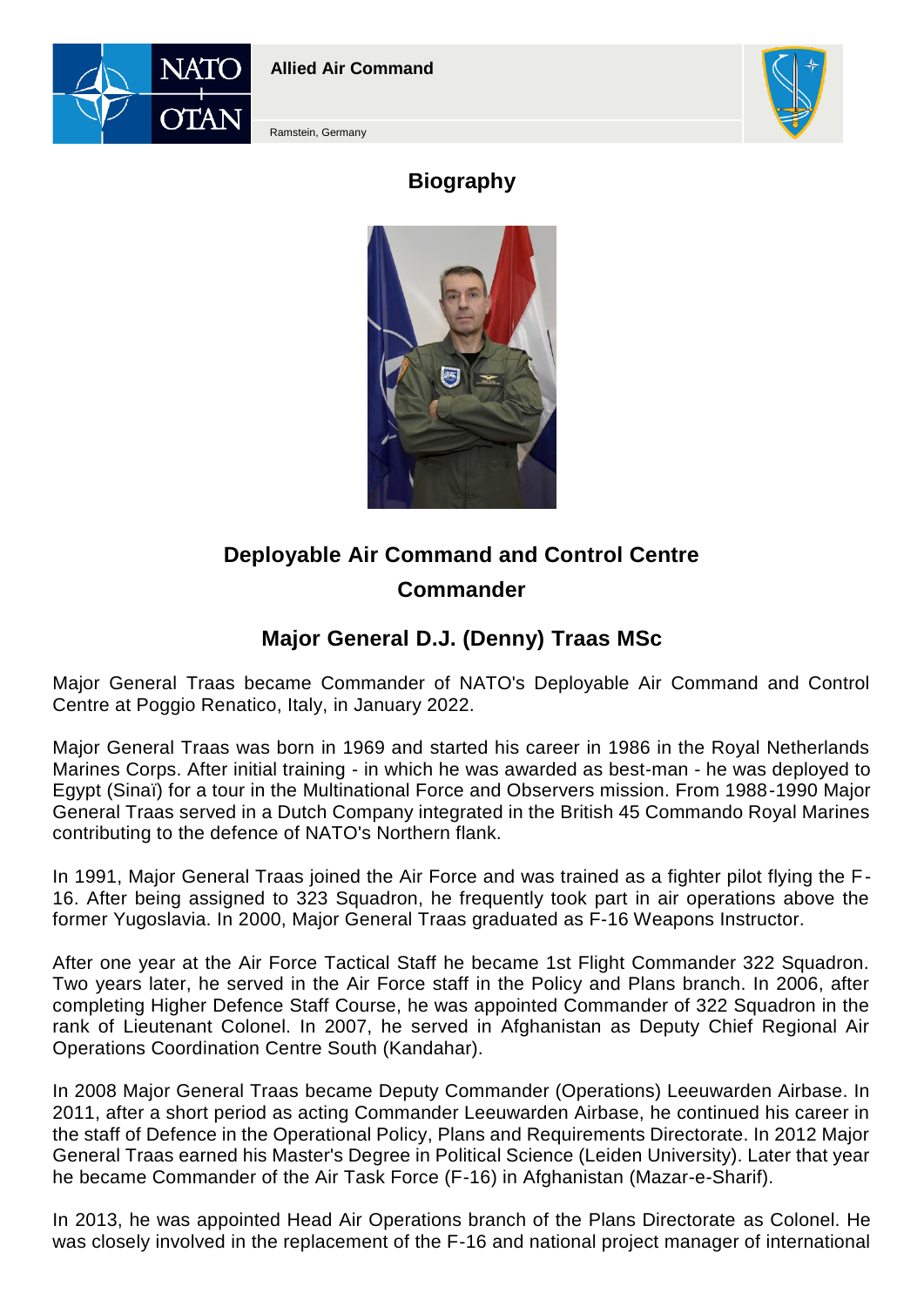Allied Air Command

Ramstein, Germany

# Biography

## Deployable Air Command and Control Centre
## Commander

## Major General D.J. (Denny) Traas MSc

Major General Traas became Commander of NATO's Deployable Air Command and Control Centre at Poggio Renatico, Italy, in January 2022.

Major General Traas was born in 1969 and started his career in 1986 in the Royal Netherlands Marines Corps. After initial training - in which he was awarded as best-man - he was deployed to Egypt (Sinaï) for a tour in the Multinational Force and Observers mission. From 1988-1990 Major General Traas served in a Dutch Company integrated in the British 45 Commando Royal Marines contributing to the defence of NATO's Northern flank.

In 1991, Major General Traas joined the Air Force and was trained as a fighter pilot flying the F-16. After being assigned to 323 Squadron, he frequently took part in air operations above the former Yugoslavia. In 2000, Major General Traas graduated as F-16 Weapons Instructor.

After one year at the Air Force Tactical Staff he became 1st Flight Commander 322 Squadron. Two years later, he served in the Air Force staff in the Policy and Plans branch. In 2006, after completing Higher Defence Staff Course, he was appointed Commander of 322 Squadron in the rank of Lieutenant Colonel. In 2007, he served in Afghanistan as Deputy Chief Regional Air Operations Coordination Centre South (Kandahar).

In 2008 Major General Traas became Deputy Commander (Operations) Leeuwarden Airbase. In 2011, after a short period as acting Commander Leeuwarden Airbase, he continued his career in the staff of Defence in the Operational Policy, Plans and Requirements Directorate. In 2012 Major General Traas earned his Master's Degree in Political Science (Leiden University). Later that year he became Commander of the Air Task Force (F-16) in Afghanistan (Mazar-e-Sharif).

In 2013, he was appointed Head Air Operations branch of the Plans Directorate as Colonel. He was closely involved in the replacement of the F-16 and national project manager of international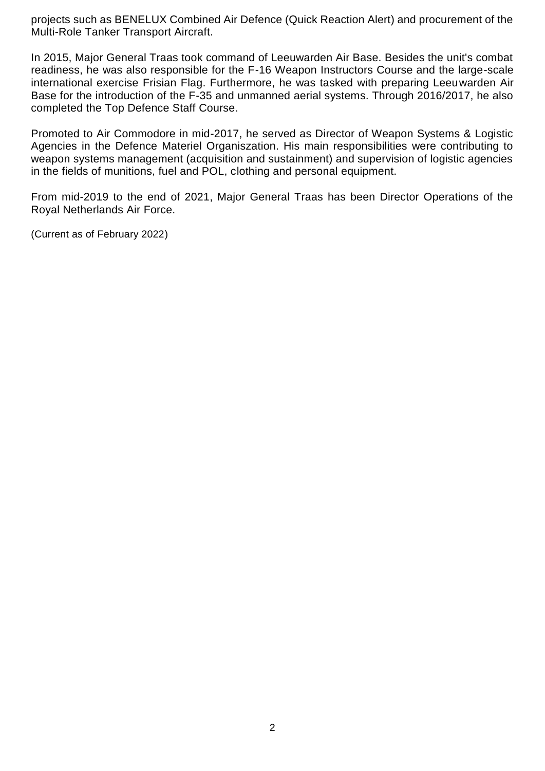projects such as BENELUX Combined Air Defence (Quick Reaction Alert) and procurement of the Multi-Role Tanker Transport Aircraft.

In 2015, Major General Traas took command of Leeuwarden Air Base. Besides the unit's combat readiness, he was also responsible for the F-16 Weapon Instructors Course and the large-scale international exercise Frisian Flag. Furthermore, he was tasked with preparing Leeuwarden Air Base for the introduction of the F-35 and unmanned aerial systems. Through 2016/2017, he also completed the Top Defence Staff Course.

Promoted to Air Commodore in mid-2017, he served as Director of Weapon Systems & Logistic Agencies in the Defence Materiel Organiszation. His main responsibilities were contributing to weapon systems management (acquisition and sustainment) and supervision of logistic agencies in the fields of munitions, fuel and POL, clothing and personal equipment.

From mid-2019 to the end of 2021, Major General Traas has been Director Operations of the Royal Netherlands Air Force.

(Current as of February 2022)